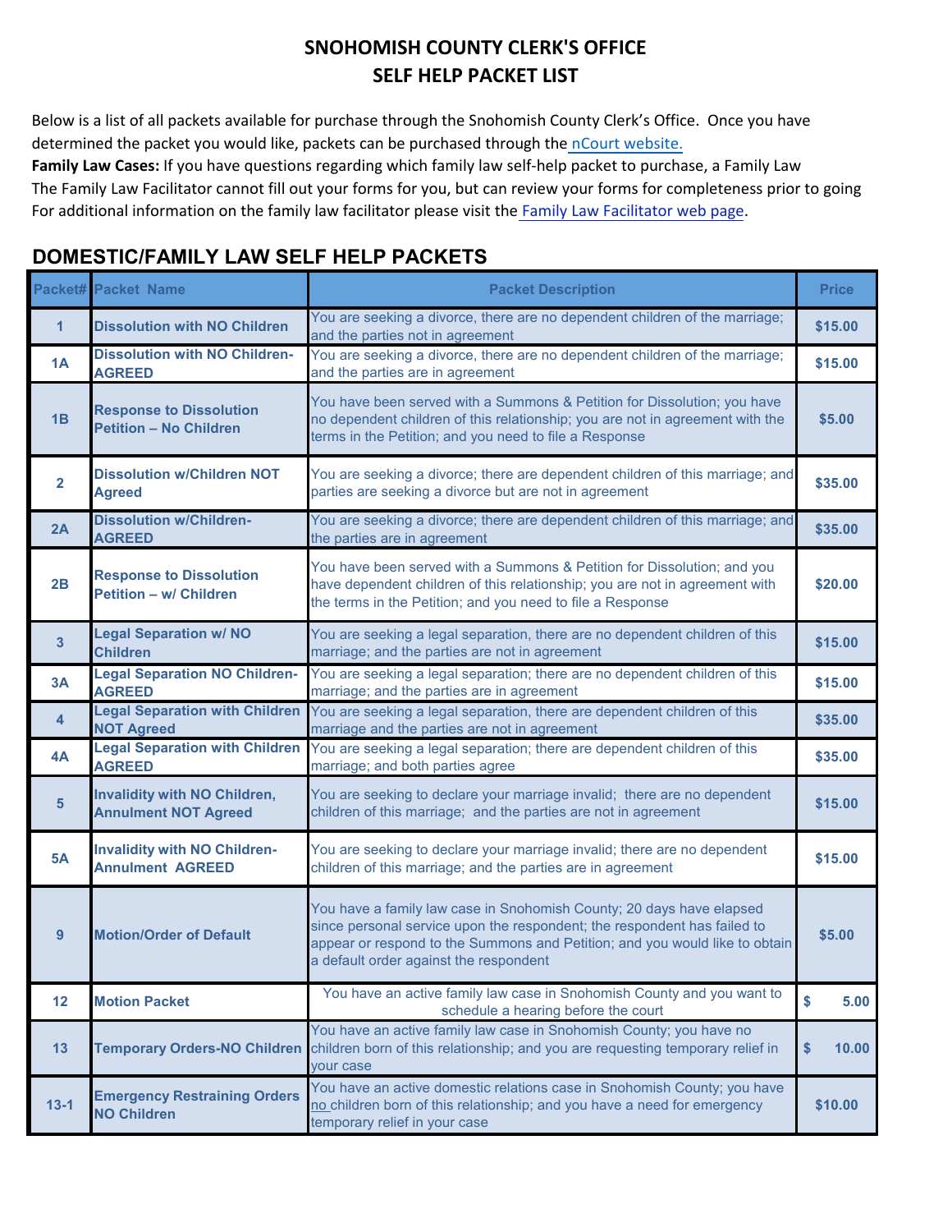# SNOHOMISH COUNTY CLERK'S OFFICE
# SELF HELP PACKET LIST

Below is a list of all packets available for purchase through the Snohomish County Clerk's Office. Once you have determined the packet you would like, packets can be purchased through the nCourt website.

**Family Law Cases:** If you have questions regarding which family law self-help packet to purchase, a Family Law

The Family Law Facilitator cannot fill out your forms for you, but can review your forms for completeness prior to going

For additional information on the family law facilitator please visit the Family Law Facilitator web page.

## DOMESTIC/FAMILY LAW SELF HELP PACKETS

| Packet# | Packet Name | Packet Description | Price |
|---|---|---|---|
| 1 | Dissolution with NO Children | You are seeking a divorce, there are no dependent children of the marriage; and the parties not in agreement | $15.00 |
| 1A | Dissolution with NO Children-AGREED | You are seeking a divorce, there are no dependent children of the marriage; and the parties are in agreement | $15.00 |
| 1B | Response to Dissolution Petition – No Children | You have been served with a Summons & Petition for Dissolution; you have no dependent children of this relationship; you are not in agreement with the terms in the Petition; and you need to file a Response | $5.00 |
| 2 | Dissolution w/Children NOT Agreed | You are seeking a divorce; there are dependent children of this marriage; and parties are seeking a divorce but are not in agreement | $35.00 |
| 2A | Dissolution w/Children-AGREED | You are seeking a divorce; there are dependent children of this marriage; and the parties are in agreement | $35.00 |
| 2B | Response to Dissolution Petition – w/ Children | You have been served with a Summons & Petition for Dissolution; and you have dependent children of this relationship; you are not in agreement with the terms in the Petition; and you need to file a Response | $20.00 |
| 3 | Legal Separation w/ NO Children | You are seeking a legal separation, there are no dependent children of this marriage; and the parties are not in agreement | $15.00 |
| 3A | Legal Separation NO Children-AGREED | You are seeking a legal separation; there are no dependent children of this marriage; and the parties are in agreement | $15.00 |
| 4 | Legal Separation with Children NOT Agreed | You are seeking a legal separation, there are dependent children of this marriage and the parties are not in agreement | $35.00 |
| 4A | Legal Separation with Children AGREED | You are seeking a legal separation; there are dependent children of this marriage; and both parties agree | $35.00 |
| 5 | Invalidity with NO Children, Annulment NOT Agreed | You are seeking to declare your marriage invalid; there are no dependent children of this marriage; and the parties are not in agreement | $15.00 |
| 5A | Invalidity with NO Children-Annulment AGREED | You are seeking to declare your marriage invalid; there are no dependent children of this marriage; and the parties are in agreement | $15.00 |
| 9 | Motion/Order of Default | You have a family law case in Snohomish County; 20 days have elapsed since personal service upon the respondent; the respondent has failed to appear or respond to the Summons and Petition; and you would like to obtain a default order against the respondent | $5.00 |
| 12 | Motion Packet | You have an active family law case in Snohomish County and you want to schedule a hearing before the court | $ 5.00 |
| 13 | Temporary Orders-NO Children | You have an active family law case in Snohomish County; you have no children born of this relationship; and you are requesting temporary relief in your case | $ 10.00 |
| 13-1 | Emergency Restraining Orders NO Children | You have an active domestic relations case in Snohomish County; you have no children born of this relationship; and you have a need for emergency temporary relief in your case | $10.00 |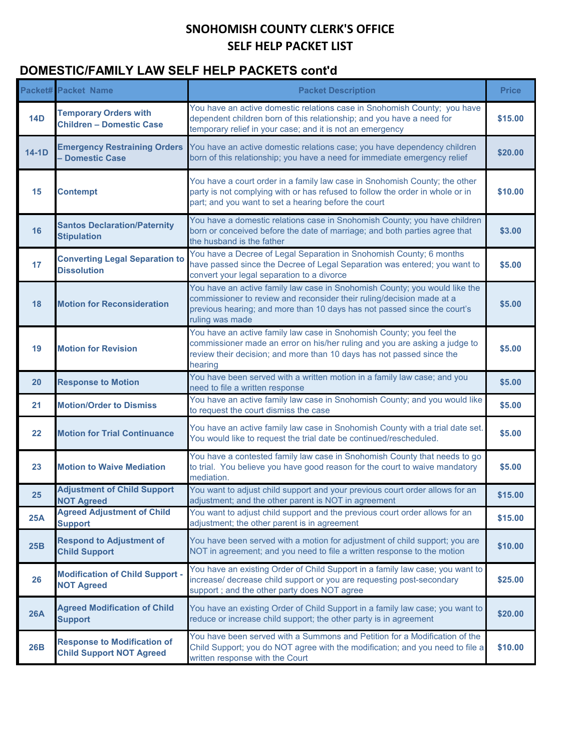# SNOHOMISH COUNTY CLERK'S OFFICE
# SELF HELP PACKET LIST

## DOMESTIC/FAMILY LAW SELF HELP PACKETS cont'd

| Packet# | Packet Name | Packet Description | Price |
|---|---|---|---|
| 14D | Temporary Orders with Children – Domestic Case | You have an active domestic relations case in Snohomish County; you have dependent children born of this relationship; and you have a need for temporary relief in your case; and it is not an emergency | $15.00 |
| 14-1D | Emergency Restraining Orders – Domestic Case | You have an active domestic relations case; you have dependency children born of this relationship; you have a need for immediate emergency relief | $20.00 |
| 15 | Contempt | You have a court order in a family law case in Snohomish County; the other party is not complying with or has refused to follow the order in whole or in part; and you want to set a hearing before the court | $10.00 |
| 16 | Santos Declaration/Paternity Stipulation | You have a domestic relations case in Snohomish County; you have children born or conceived before the date of marriage; and both parties agree that the husband is the father | $3.00 |
| 17 | Converting Legal Separation to Dissolution | You have a Decree of Legal Separation in Snohomish County; 6 months have passed since the Decree of Legal Separation was entered; you want to convert your legal separation to a divorce | $5.00 |
| 18 | Motion for Reconsideration | You have an active family law case in Snohomish County; you would like the commissioner to review and reconsider their ruling/decision made at a previous hearing; and more than 10 days has not passed since the court's ruling was made | $5.00 |
| 19 | Motion for Revision | You have an active family law case in Snohomish County; you feel the commissioner made an error on his/her ruling and you are asking a judge to review their decision; and more than 10 days has not passed since the hearing | $5.00 |
| 20 | Response to Motion | You have been served with a written motion in a family law case; and you need to file a written response | $5.00 |
| 21 | Motion/Order to Dismiss | You have an active family law case in Snohomish County; and you would like to request the court dismiss the case | $5.00 |
| 22 | Motion for Trial Continuance | You have an active family law case in Snohomish County with a trial date set. You would like to request the trial date be continued/rescheduled. | $5.00 |
| 23 | Motion to Waive Mediation | You have a contested family law case in Snohomish County that needs to go to trial. You believe you have good reason for the court to waive mandatory mediation. | $5.00 |
| 25 | Adjustment of Child Support NOT Agreed | You want to adjust child support and your previous court order allows for an adjustment; and the other parent is NOT in agreement | $15.00 |
| 25A | Agreed Adjustment of Child Support | You want to adjust child support and the previous court order allows for an adjustment; the other parent is in agreement | $15.00 |
| 25B | Respond to Adjustment of Child Support | You have been served with a motion for adjustment of child support; you are NOT in agreement; and you need to file a written response to the motion | $10.00 |
| 26 | Modification of Child Support - NOT Agreed | You have an existing Order of Child Support in a family law case; you want to increase/ decrease child support or you are requesting post-secondary support ; and the other party does NOT agree | $25.00 |
| 26A | Agreed Modification of Child Support | You have an existing Order of Child Support in a family law case; you want to reduce or increase child support; the other party is in agreement | $20.00 |
| 26B | Response to Modification of Child Support NOT Agreed | You have been served with a Summons and Petition for a Modification of the Child Support; you do NOT agree with the modification; and you need to file a written response with the Court | $10.00 |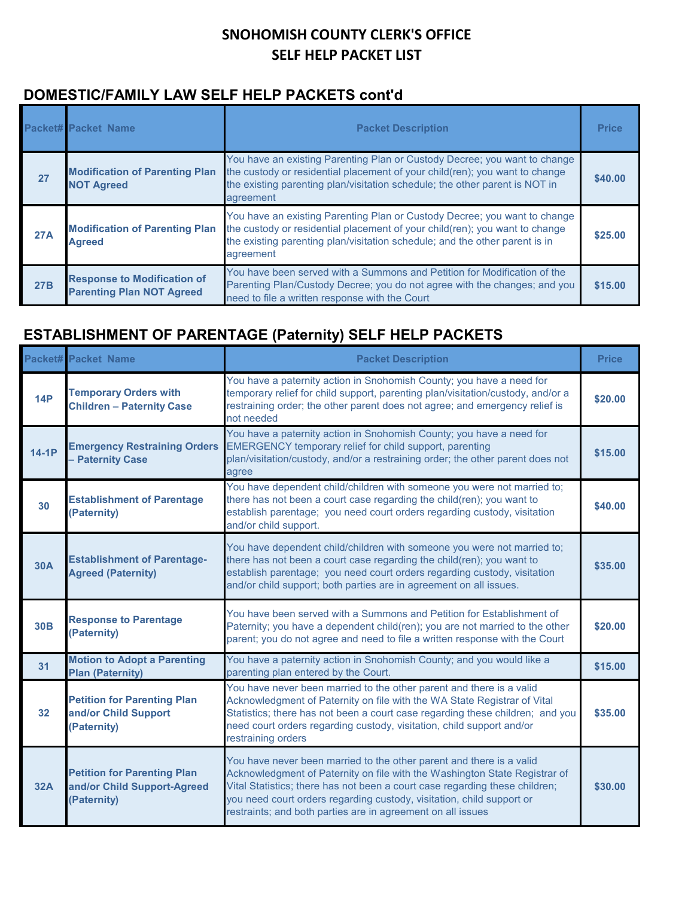# SNOHOMISH COUNTY CLERK'S OFFICE
# SELF HELP PACKET LIST

## DOMESTIC/FAMILY LAW SELF HELP PACKETS cont'd

| Packet# | Packet Name | Packet Description | Price |
|---|---|---|---|
| 27 | **Modification of Parenting Plan NOT Agreed** | You have an existing Parenting Plan or Custody Decree; you want to change the custody or residential placement of your child(ren); you want to change the existing parenting plan/visitation schedule; the other parent is NOT in agreement | $40.00 |
| 27A | **Modification of Parenting Plan Agreed** | You have an existing Parenting Plan or Custody Decree; you want to change the custody or residential placement of your child(ren); you want to change the existing parenting plan/visitation schedule; and the other parent is in agreement | $25.00 |
| 27B | **Response to Modification of Parenting Plan NOT Agreed** | You have been served with a Summons and Petition for Modification of the Parenting Plan/Custody Decree; you do not agree with the changes; and you need to file a written response with the Court | $15.00 |

## ESTABLISHMENT OF PARENTAGE (Paternity) SELF HELP PACKETS

| Packet# | Packet Name | Packet Description | Price |
|---|---|---|---|
| 14P | **Temporary Orders with Children – Paternity Case** | You have a paternity action in Snohomish County; you have a need for temporary relief for child support, parenting plan/visitation/custody, and/or a restraining order; the other parent does not agree; and emergency relief is not needed | $20.00 |
| 14-1P | **Emergency Restraining Orders – Paternity Case** | You have a paternity action in Snohomish County; you have a need for EMERGENCY temporary relief for child support, parenting plan/visitation/custody, and/or a restraining order; the other parent does not agree | $15.00 |
| 30 | **Establishment of Parentage (Paternity)** | You have dependent child/children with someone you were not married to; there has not been a court case regarding the child(ren); you want to establish parentage; you need court orders regarding custody, visitation and/or child support. | $40.00 |
| 30A | **Establishment of Parentage-Agreed (Paternity)** | You have dependent child/children with someone you were not married to; there has not been a court case regarding the child(ren); you want to establish parentage; you need court orders regarding custody, visitation and/or child support; both parties are in agreement on all issues. | $35.00 |
| 30B | **Response to Parentage (Paternity)** | You have been served with a Summons and Petition for Establishment of Paternity; you have a dependent child(ren); you are not married to the other parent; you do not agree and need to file a written response with the Court | $20.00 |
| 31 | **Motion to Adopt a Parenting Plan (Paternity)** | You have a paternity action in Snohomish County; and you would like a parenting plan entered by the Court. | $15.00 |
| 32 | **Petition for Parenting Plan and/or Child Support (Paternity)** | You have never been married to the other parent and there is a valid Acknowledgment of Paternity on file with the WA State Registrar of Vital Statistics; there has not been a court case regarding these children; and you need court orders regarding custody, visitation, child support and/or restraining orders | $35.00 |
| 32A | **Petition for Parenting Plan and/or Child Support-Agreed (Paternity)** | You have never been married to the other parent and there is a valid Acknowledgment of Paternity on file with the Washington State Registrar of Vital Statistics; there has not been a court case regarding these children; you need court orders regarding custody, visitation, child support or restraints; and both parties are in agreement on all issues | $30.00 |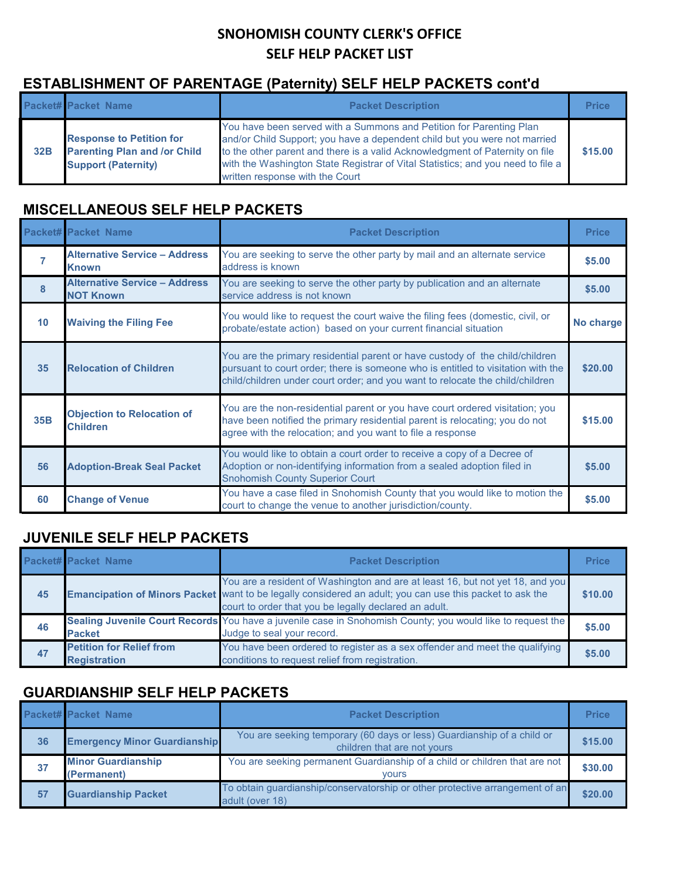# SNOHOMISH COUNTY CLERK'S OFFICE
# SELF HELP PACKET LIST

## ESTABLISHMENT OF PARENTAGE (Paternity) SELF HELP PACKETS cont'd

| Packet# | Packet Name | Packet Description | Price |
|---|---|---|---|
| 32B | Response to Petition for Parenting Plan and /or Child Support (Paternity) | You have been served with a Summons and Petition for Parenting Plan and/or Child Support; you have a dependent child but you were not married to the other parent and there is a valid Acknowledgment of Paternity on file with the Washington State Registrar of Vital Statistics; and you need to file a written response with the Court | $15.00 |

## MISCELLANEOUS SELF HELP PACKETS

| Packet# | Packet Name | Packet Description | Price |
|---|---|---|---|
| 7 | Alternative Service – Address Known | You are seeking to serve the other party by mail and an alternate service address is known | $5.00 |
| 8 | Alternative Service – Address NOT Known | You are seeking to serve the other party by publication and an alternate service address is not known | $5.00 |
| 10 | Waiving the Filing Fee | You would like to request the court waive the filing fees (domestic, civil, or probate/estate action) based on your current financial situation | No charge |
| 35 | Relocation of Children | You are the primary residential parent or have custody of the child/children pursuant to court order; there is someone who is entitled to visitation with the child/children under court order; and you want to relocate the child/children | $20.00 |
| 35B | Objection to Relocation of Children | You are the non-residential parent or you have court ordered visitation; you have been notified the primary residential parent is relocating; you do not agree with the relocation; and you want to file a response | $15.00 |
| 56 | Adoption-Break Seal Packet | You would like to obtain a court order to receive a copy of a Decree of Adoption or non-identifying information from a sealed adoption filed in Snohomish County Superior Court | $5.00 |
| 60 | Change of Venue | You have a case filed in Snohomish County that you would like to motion the court to change the venue to another jurisdiction/county. | $5.00 |

## JUVENILE SELF HELP PACKETS

| Packet# | Packet Name | Packet Description | Price |
|---|---|---|---|
| 45 | Emancipation of Minors Packet | You are a resident of Washington and are at least 16, but not yet 18, and you want to be legally considered an adult; you can use this packet to ask the court to order that you be legally declared an adult. | $10.00 |
| 46 | Sealing Juvenile Court Records Packet | You have a juvenile case in Snohomish County; you would like to request the Judge to seal your record. | $5.00 |
| 47 | Petition for Relief from Registration | You have been ordered to register as a sex offender and meet the qualifying conditions to request relief from registration. | $5.00 |

## GUARDIANSHIP SELF HELP PACKETS

| Packet# | Packet Name | Packet Description | Price |
|---|---|---|---|
| 36 | Emergency Minor Guardianship | You are seeking temporary (60 days or less) Guardianship of a child or children that are not yours | $15.00 |
| 37 | Minor Guardianship (Permanent) | You are seeking permanent Guardianship of a child or children that are not yours | $30.00 |
| 57 | Guardianship Packet | To obtain guardianship/conservatorship or other protective arrangement of an adult (over 18) | $20.00 |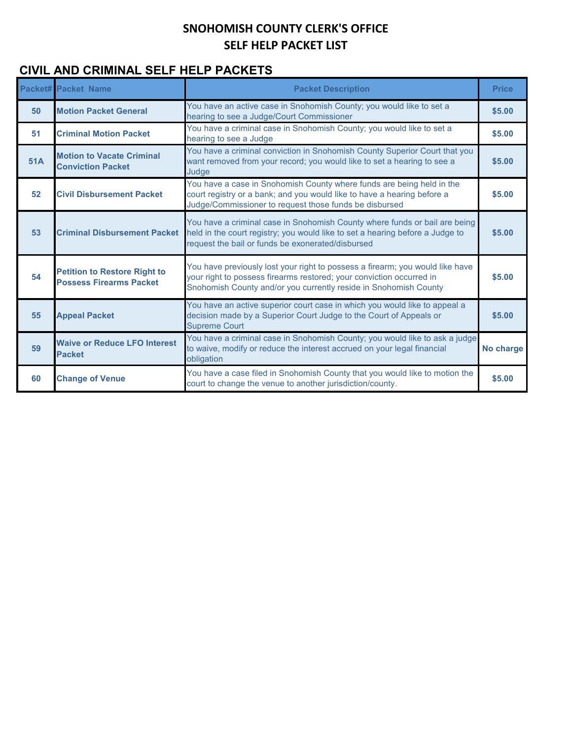# SNOHOMISH COUNTY CLERK'S OFFICE
# SELF HELP PACKET LIST

## CIVIL AND CRIMINAL SELF HELP PACKETS

| Packet# | Packet Name | Packet Description | Price |
|---|---|---|---|
| 50 | **Motion Packet General** | You have an active case in Snohomish County; you would like to set a hearing to see a Judge/Court Commissioner | **$5.00** |
| 51 | **Criminal Motion Packet** | You have a criminal case in Snohomish County; you would like to set a hearing to see a Judge | **$5.00** |
| 51A | **Motion to Vacate Criminal Conviction Packet** | You have a criminal conviction in Snohomish County Superior Court that you want removed from your record; you would like to set a hearing to see a Judge | **$5.00** |
| 52 | **Civil Disbursement Packet** | You have a case in Snohomish County where funds are being held in the court registry or a bank; and you would like to have a hearing before a Judge/Commissioner to request those funds be disbursed | **$5.00** |
| 53 | **Criminal Disbursement Packet** | You have a criminal case in Snohomish County where funds or bail are being held in the court registry; you would like to set a hearing before a Judge to request the bail or funds be exonerated/disbursed | **$5.00** |
| 54 | **Petition to Restore Right to Possess Firearms Packet** | You have previously lost your right to possess a firearm; you would like have your right to possess firearms restored; your conviction occurred in Snohomish County and/or you currently reside in Snohomish County | **$5.00** |
| 55 | **Appeal Packet** | You have an active superior court case in which you would like to appeal a decision made by a Superior Court Judge to the Court of Appeals or Supreme Court | **$5.00** |
| 59 | **Waive or Reduce LFO Interest Packet** | You have a criminal case in Snohomish County; you would like to ask a judge to waive, modify or reduce the interest accrued on your legal financial obligation | **No charge** |
| 60 | **Change of Venue** | You have a case filed in Snohomish County that you would like to motion the court to change the venue to another jurisdiction/county. | **$5.00** |